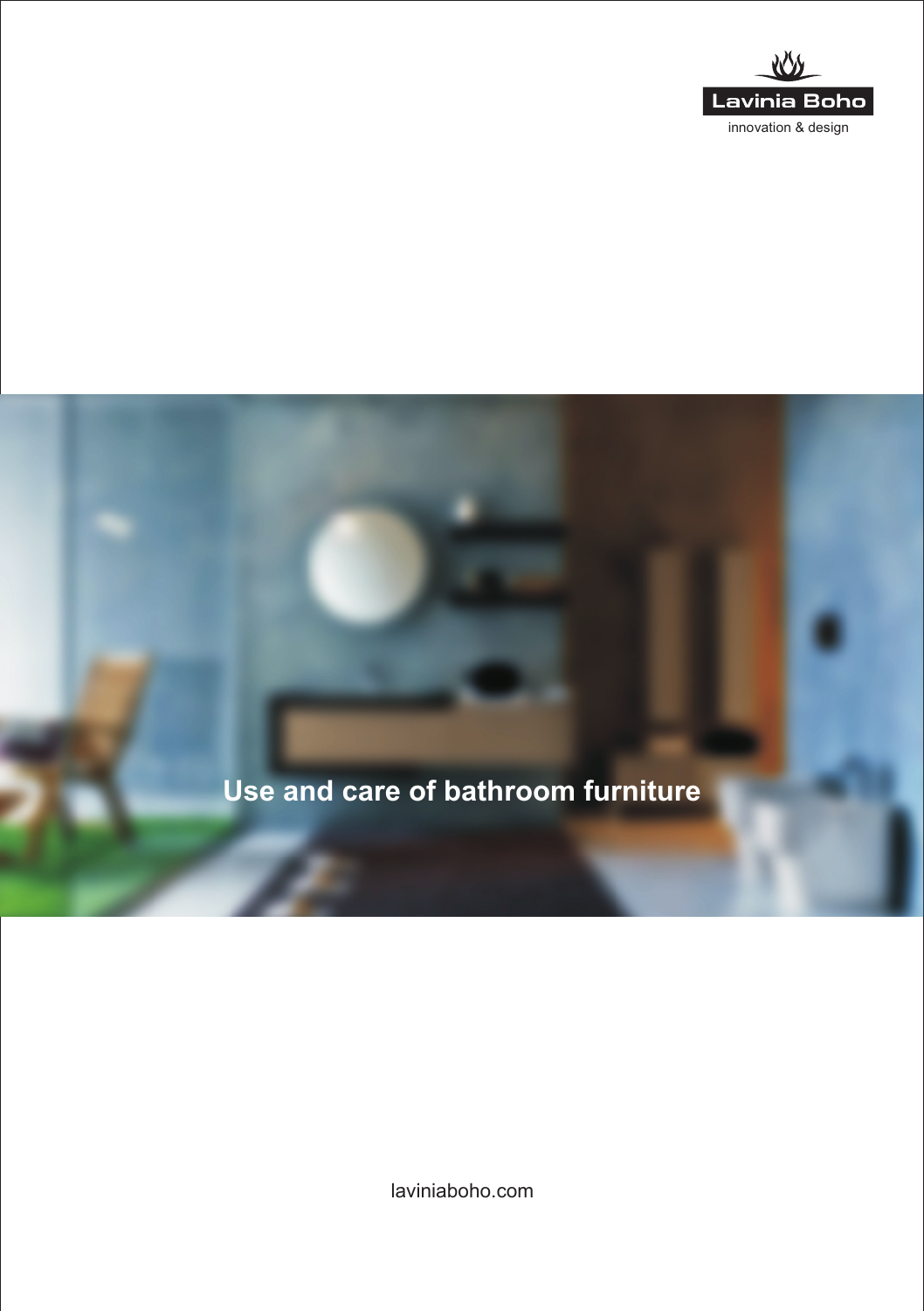Lavinia Boho

innovation & design

# Use and care of bathroom furniture

laviniaboho.com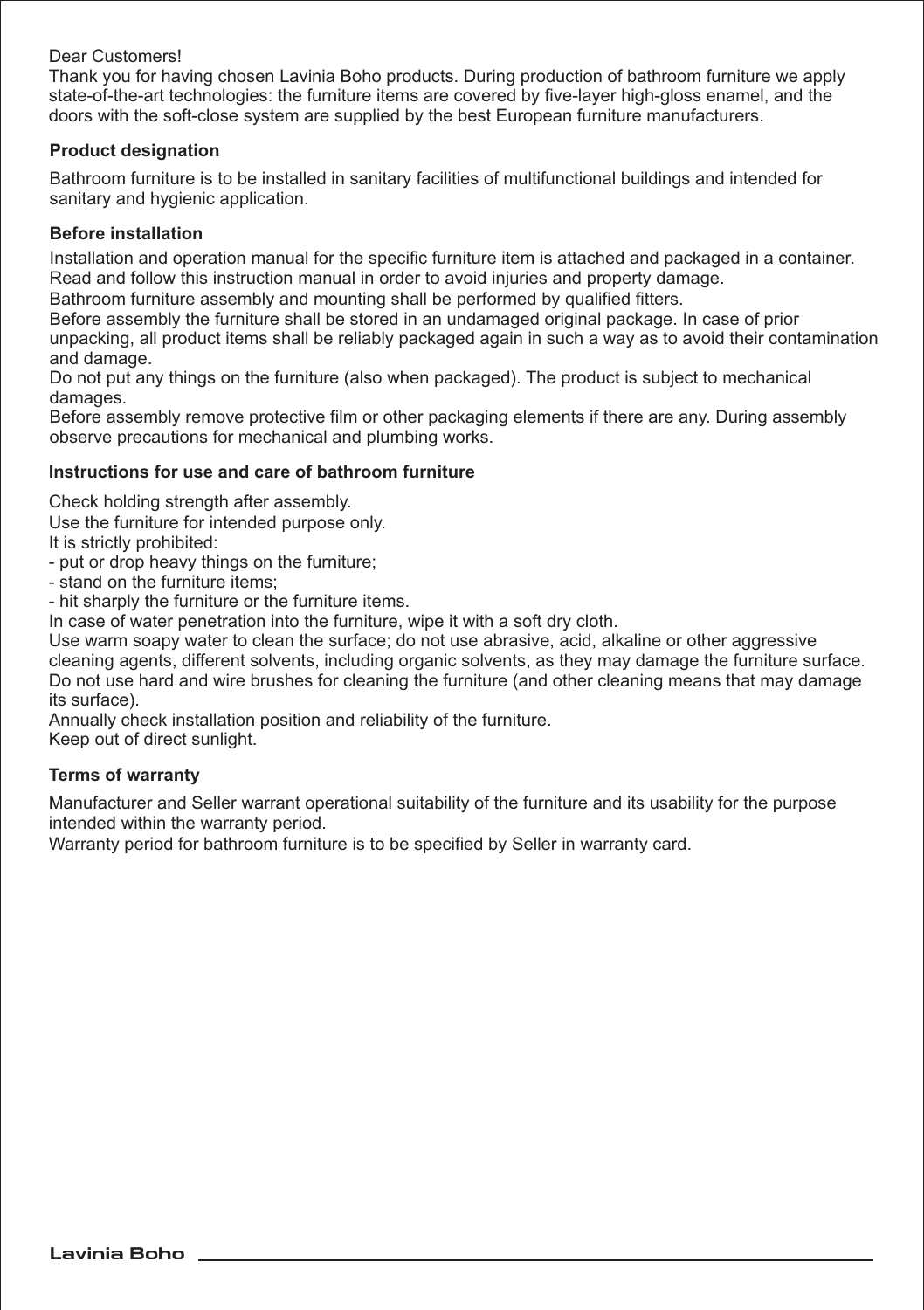Dear Customers!
Thank you for having chosen Lavinia Boho products. During production of bathroom furniture we apply state-of-the-art technologies: the furniture items are covered by five-layer high-gloss enamel, and the doors with the soft-close system are supplied by the best European furniture manufacturers.

**Product designation**

Bathroom furniture is to be installed in sanitary facilities of multifunctional buildings and intended for sanitary and hygienic application.

**Before installation**

Installation and operation manual for the specific furniture item is attached and packaged in a container. Read and follow this instruction manual in order to avoid injuries and property damage.
Bathroom furniture assembly and mounting shall be performed by qualified fitters.
Before assembly the furniture shall be stored in an undamaged original package. In case of prior unpacking, all product items shall be reliably packaged again in such a way as to avoid their contamination and damage.
Do not put any things on the furniture (also when packaged). The product is subject to mechanical damages.
Before assembly remove protective film or other packaging elements if there are any. During assembly observe precautions for mechanical and plumbing works.

**Instructions for use and care of bathroom furniture**

Check holding strength after assembly.
Use the furniture for intended purpose only.
It is strictly prohibited:
- put or drop heavy things on the furniture;
- stand on the furniture items;
- hit sharply the furniture or the furniture items.

In case of water penetration into the furniture, wipe it with a soft dry cloth.
Use warm soapy water to clean the surface; do not use abrasive, acid, alkaline or other aggressive cleaning agents, different solvents, including organic solvents, as they may damage the furniture surface.
Do not use hard and wire brushes for cleaning the furniture (and other cleaning means that may damage its surface).
Annually check installation position and reliability of the furniture.
Keep out of direct sunlight.

**Terms of warranty**

Manufacturer and Seller warrant operational suitability of the furniture and its usability for the purpose intended within the warranty period.
Warranty period for bathroom furniture is to be specified by Seller in warranty card.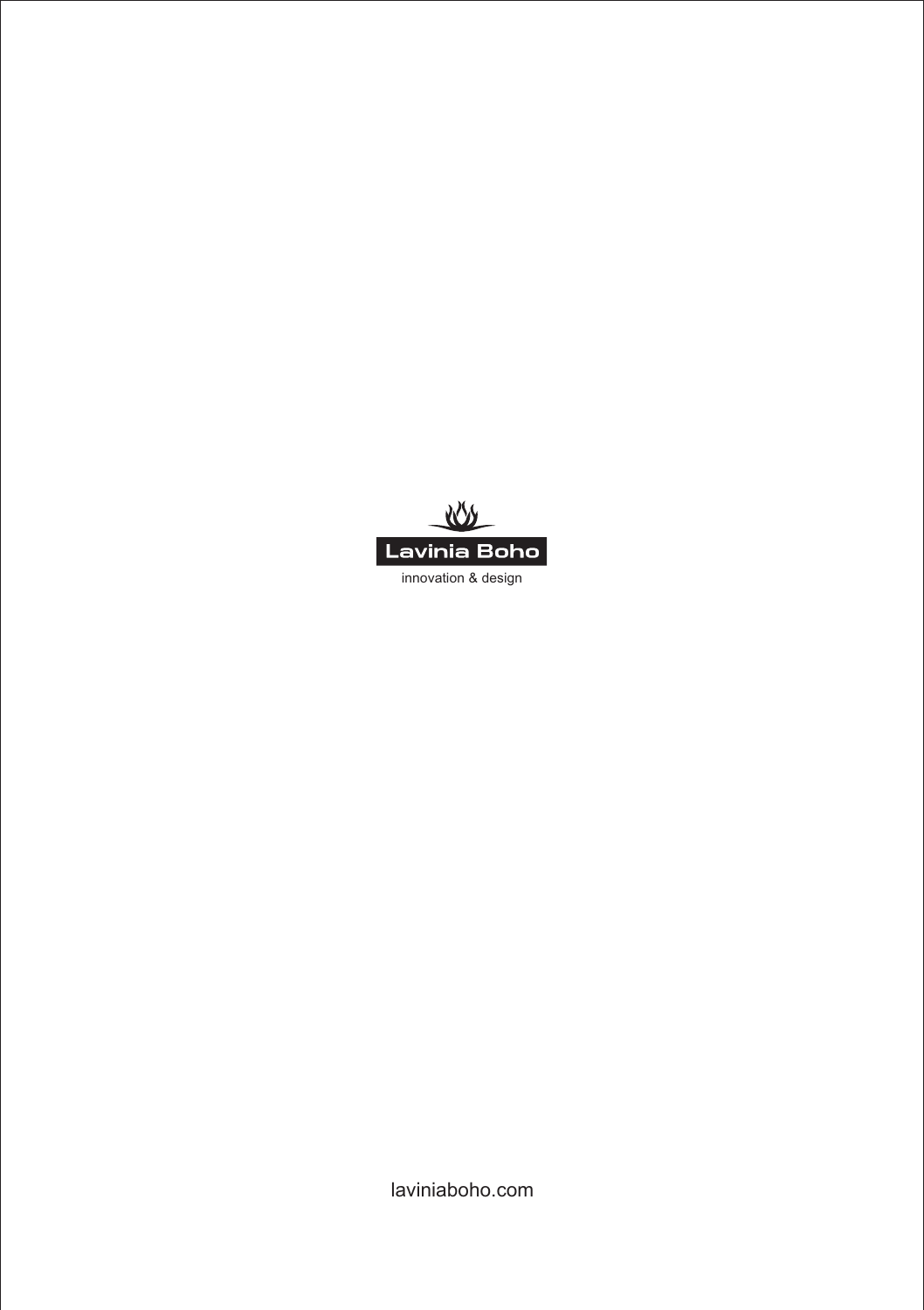Lavinia Boho

innovation & design

laviniaboho.com